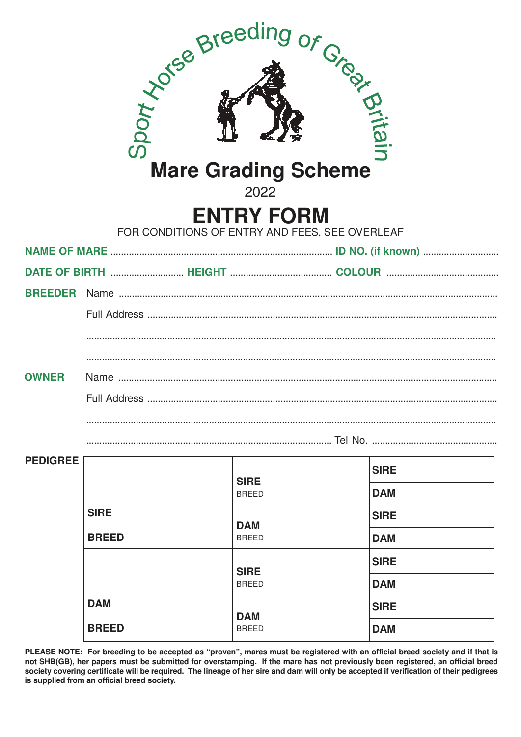# Sport Horse Breeding of Great Britain

## Mare Grading Scheme

2022

# ENTRY FORM

FOR CONDITIONS OF ENTRY AND FEES, SEE OVERLEAF

**NAME OF MARE** .................................................................................... **ID NO. (if known)** .............................

**DATE OF BIRTH** ........................... **HEIGHT** ...................................... **COLOUR** ..........................................

**BREEDER** Name ..............................................................................................................................................

Full Address ....................................................................................................................................

...........................................................................................................................................................

...........................................................................................................................................................

**OWNER** Name ..............................................................................................................................................

Full Address ....................................................................................................................................

...........................................................................................................................................................

............................................................................................. Tel No. ................................................

**PEDIGREE**

| | | |
|---|---|---|
| **SIRE** **BREED** | **SIRE** BREED | **SIRE** |
| | | **DAM** |
| | **DAM** BREED | **SIRE** |
| | | **DAM** |
| **DAM** **BREED** | **SIRE** BREED | **SIRE** |
| | | **DAM** |
| | **DAM** BREED | **SIRE** |
| | | **DAM** |

**PLEASE NOTE: For breeding to be accepted as "proven", mares must be registered with an official breed society and if that is not SHB(GB), her papers must be submitted for overstamping. If the mare has not previously been registered, an official breed society covering certificate will be required. The lineage of her sire and dam will only be accepted if verification of their pedigrees is supplied from an official breed society.**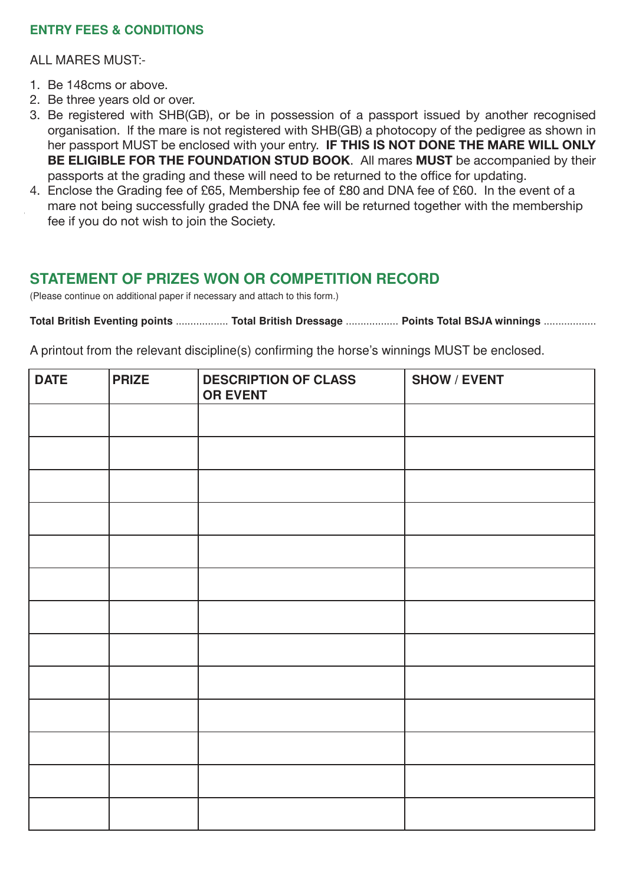## ENTRY FEES & CONDITIONS

ALL MARES MUST:-

1. Be 148cms or above.
2. Be three years old or over.
3. Be registered with SHB(GB), or be in possession of a passport issued by another recognised organisation. If the mare is not registered with SHB(GB) a photocopy of the pedigree as shown in her passport MUST be enclosed with your entry. **IF THIS IS NOT DONE THE MARE WILL ONLY BE ELIGIBLE FOR THE FOUNDATION STUD BOOK**. All mares **MUST** be accompanied by their passports at the grading and these will need to be returned to the office for updating.
4. Enclose the Grading fee of £65, Membership fee of £80 and DNA fee of £60. In the event of a mare not being successfully graded the DNA fee will be returned together with the membership fee if you do not wish to join the Society.

## STATEMENT OF PRIZES WON OR COMPETITION RECORD

(Please continue on additional paper if necessary and attach to this form.)

**Total British Eventing points** .................. **Total British Dressage** .................. **Points Total BSJA winnings** ..................

A printout from the relevant discipline(s) confirming the horse's winnings MUST be enclosed.

| DATE | PRIZE | DESCRIPTION OF CLASS OR EVENT | SHOW / EVENT |
|---|---|---|---|
| | | | |
| | | | |
| | | | |
| | | | |
| | | | |
| | | | |
| | | | |
| | | | |
| | | | |
| | | | |
| | | | |
| | | | |
| | | | |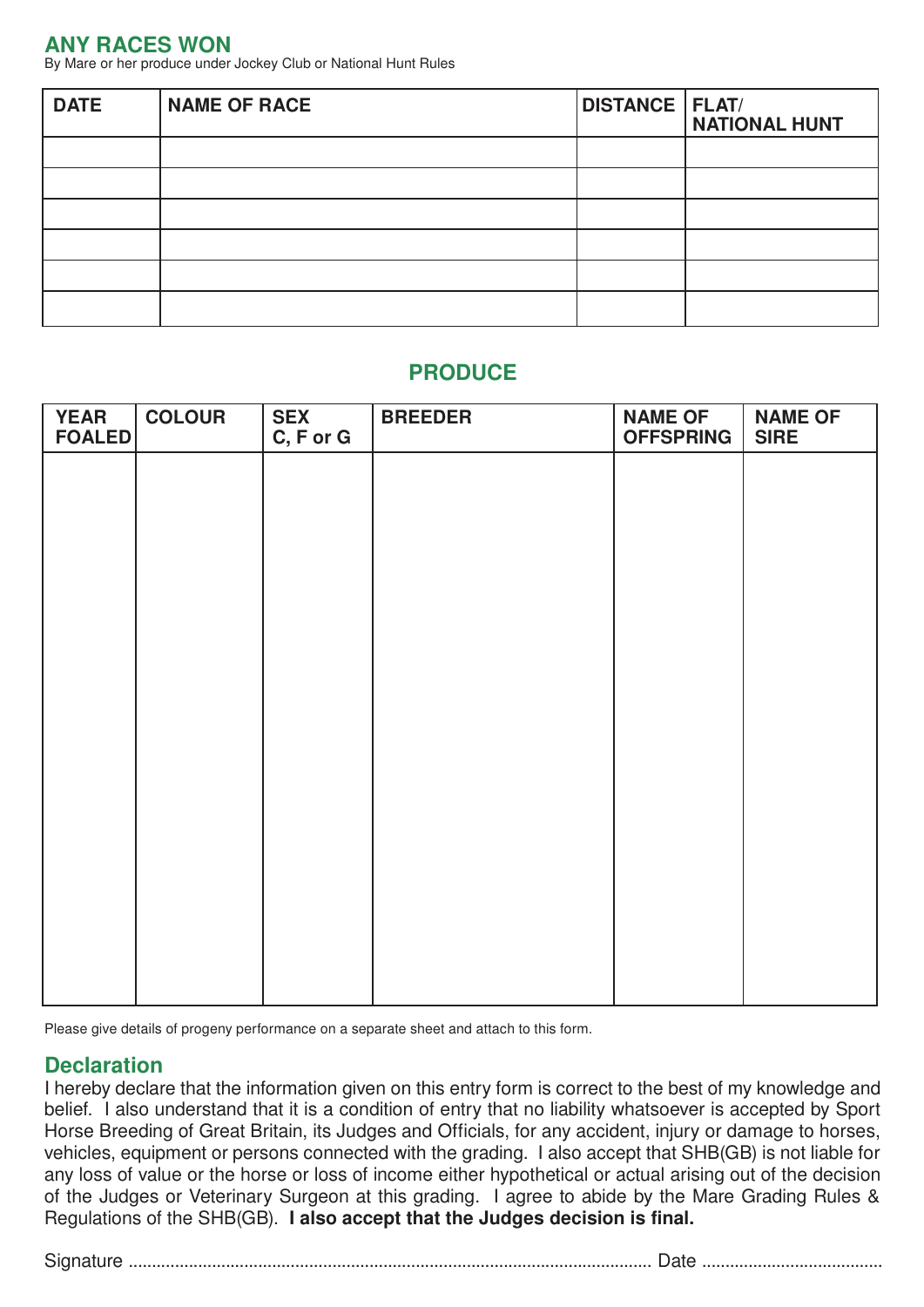## ANY RACES WON

By Mare or her produce under Jockey Club or National Hunt Rules

| DATE | NAME OF RACE | DISTANCE | FLAT/ NATIONAL HUNT |
|---|---|---|---|
| | | | |
| | | | |
| | | | |
| | | | |
| | | | |
| | | | |

## PRODUCE

| YEAR FOALED | COLOUR | SEX C, F or G | BREEDER | NAME OF OFFSPRING | NAME OF SIRE |
|---|---|---|---|---|---|
| | | | | | |

Please give details of progeny performance on a separate sheet and attach to this form.

## Declaration

I hereby declare that the information given on this entry form is correct to the best of my knowledge and belief. I also understand that it is a condition of entry that no liability whatsoever is accepted by Sport Horse Breeding of Great Britain, its Judges and Officials, for any accident, injury or damage to horses, vehicles, equipment or persons connected with the grading. I also accept that SHB(GB) is not liable for any loss of value or the horse or loss of income either hypothetical or actual arising out of the decision of the Judges or Veterinary Surgeon at this grading. I agree to abide by the Mare Grading Rules & Regulations of the SHB(GB). **I also accept that the Judges decision is final.**

Signature ........................................................................................................ Date .......................................